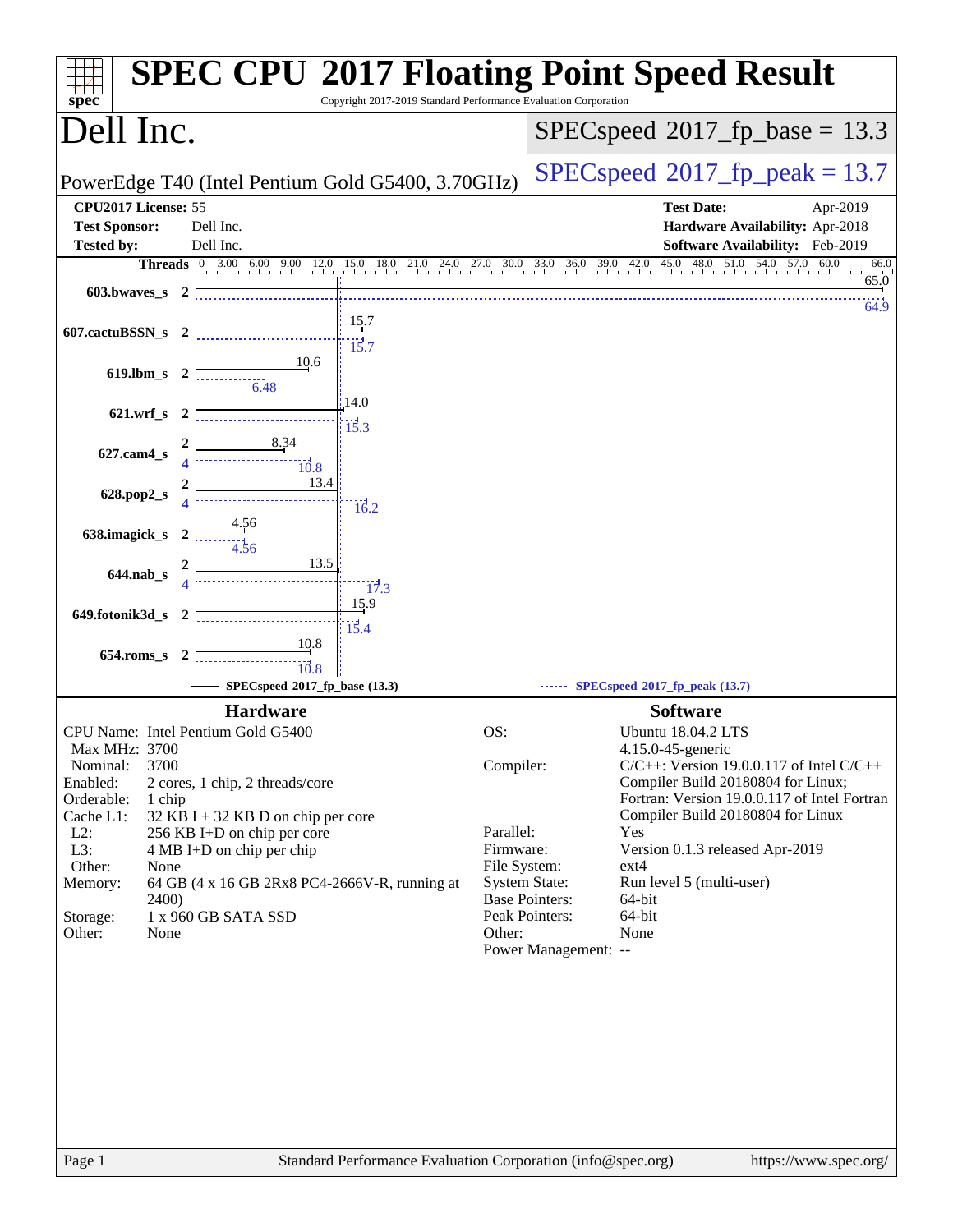# SPEC CPU 2017 Floating Point Speed Result

Copyright 2017-2019 Standard Performance Evaluation Corporation

## Dell Inc.

PowerEdge T40 (Intel Pentium Gold G5400, 3.70GHz)

SPECspeed 2017_fp_base = 13.3

SPECspeed 2017_fp_peak = 13.7

| | | | |
|---|---|---|---|
| **CPU2017 License:** | 55 | **Test Date:** | Apr-2019 |
| **Test Sponsor:** | Dell Inc. | **Hardware Availability:** | Apr-2018 |
| **Tested by:** | Dell Inc. | **Software Availability:** | Feb-2019 |

| Benchmark | Threads (base) | Base | Threads (peak) | Peak |
|---|---|---|---|---|
| 603.bwaves_s | 2 | 65.0 | 2 | 64.9 |
| 607.cactuBSSN_s | 2 | 15.7 | 2 | 15.7 |
| 619.lbm_s | 2 | 10.6 | 2 | 6.48 |
| 621.wrf_s | 2 | 14.0 | 2 | 15.3 |
| 627.cam4_s | 2 | 8.34 | 4 | 10.8 |
| 628.pop2_s | 2 | 13.4 | 4 | 16.2 |
| 638.imagick_s | 2 | 4.56 | 2 | 4.56 |
| 644.nab_s | 2 | 13.5 | 4 | 17.3 |
| 649.fotonik3d_s | 2 | 15.9 | 2 | 15.4 |
| 654.roms_s | 2 | 10.8 | 2 | 10.8 |

SPECspeed 2017_fp_base (13.3) — SPECspeed 2017_fp_peak (13.7)

### Hardware

- **CPU Name:** Intel Pentium Gold G5400
- **Max MHz:** 3700
- **Nominal:** 3700
- **Enabled:** 2 cores, 1 chip, 2 threads/core
- **Orderable:** 1 chip
- **Cache L1:** 32 KB I + 32 KB D on chip per core
- **L2:** 256 KB I+D on chip per core
- **L3:** 4 MB I+D on chip per chip
- **Other:** None
- **Memory:** 64 GB (4 x 16 GB 2Rx8 PC4-2666V-R, running at 2400)
- **Storage:** 1 x 960 GB SATA SSD
- **Other:** None

### Software

- **OS:** Ubuntu 18.04.2 LTS 4.15.0-45-generic
- **Compiler:** C/C++: Version 19.0.0.117 of Intel C/C++ Compiler Build 20180804 for Linux; Fortran: Version 19.0.0.117 of Intel Fortran Compiler Build 20180804 for Linux
- **Parallel:** Yes
- **Firmware:** Version 0.1.3 released Apr-2019
- **File System:** ext4
- **System State:** Run level 5 (multi-user)
- **Base Pointers:** 64-bit
- **Peak Pointers:** 64-bit
- **Other:** None
- **Power Management:** --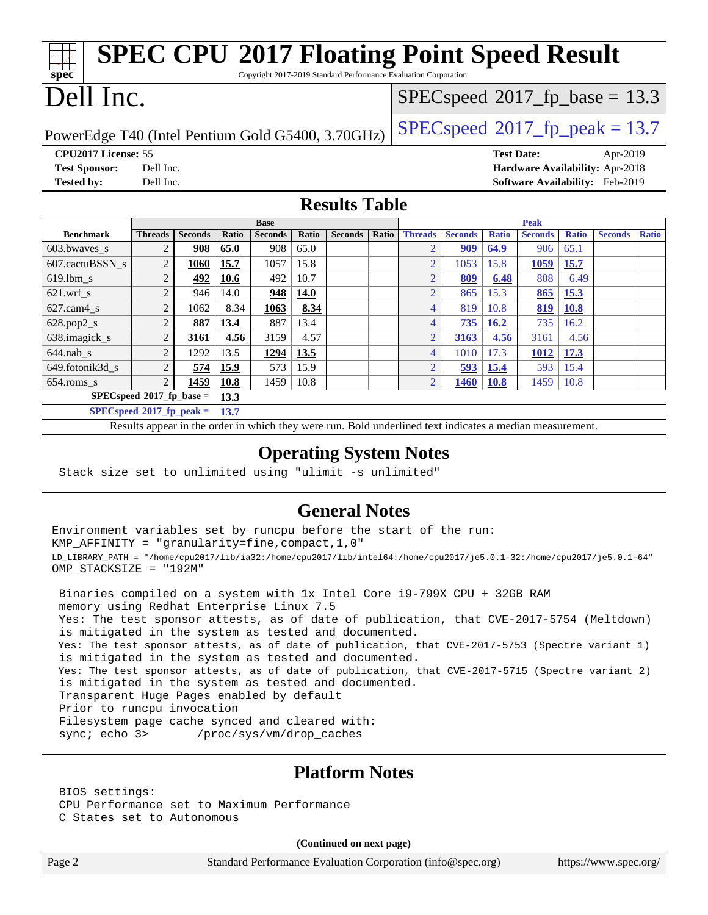# SPEC CPU 2017 Floating Point Speed Result

Copyright 2017-2019 Standard Performance Evaluation Corporation

# Dell Inc.

PowerEdge T40 (Intel Pentium Gold G5400, 3.70GHz)

SPECspeed 2017_fp_base = 13.3

SPECspeed 2017_fp_peak = 13.7

**CPU2017 License:** 55
**Test Sponsor:** Dell Inc.
**Tested by:** Dell Inc.

**Test Date:** Apr-2019
**Hardware Availability:** Apr-2018
**Software Availability:** Feb-2019

## Results Table

| Benchmark | Base | | | | | | | Peak | | | | | | |
|---|---|---|---|---|---|---|---|---|---|---|---|---|---|---|
| | Threads | Seconds | Ratio | Seconds | Ratio | Seconds | Ratio | Threads | Seconds | Ratio | Seconds | Ratio | Seconds | Ratio |
| 603.bwaves_s | 2 | **908** | **65.0** | 908 | 65.0 | | | 2 | **909** | **64.9** | 906 | 65.1 | | |
| 607.cactuBSSN_s | 2 | **1060** | **15.7** | 1057 | 15.8 | | | 2 | 1053 | 15.8 | **1059** | **15.7** | | |
| 619.lbm_s | 2 | **492** | **10.6** | 492 | 10.7 | | | 2 | **809** | **6.48** | 808 | 6.49 | | |
| 621.wrf_s | 2 | 946 | 14.0 | **948** | **14.0** | | | 2 | 865 | 15.3 | **865** | **15.3** | | |
| 627.cam4_s | 2 | 1062 | 8.34 | **1063** | **8.34** | | | 4 | 819 | 10.8 | **819** | **10.8** | | |
| 628.pop2_s | 2 | **887** | **13.4** | 887 | 13.4 | | | 4 | **735** | **16.2** | 735 | 16.2 | | |
| 638.imagick_s | 2 | **3161** | **4.56** | 3159 | 4.57 | | | 2 | **3163** | **4.56** | 3161 | 4.56 | | |
| 644.nab_s | 2 | 1292 | 13.5 | **1294** | **13.5** | | | 4 | 1010 | 17.3 | **1012** | **17.3** | | |
| 649.fotonik3d_s | 2 | **574** | **15.9** | 573 | 15.9 | | | 2 | **593** | **15.4** | 593 | 15.4 | | |
| 654.roms_s | 2 | **1459** | **10.8** | 1459 | 10.8 | | | 2 | **1460** | **10.8** | 1459 | 10.8 | | |

**SPECspeed 2017_fp_base = 13.3**

**SPECspeed 2017_fp_peak = 13.7**

Results appear in the order in which they were run. Bold underlined text indicates a median measurement.

## Operating System Notes

```
Stack size set to unlimited using "ulimit -s unlimited"
```

## General Notes

```
Environment variables set by runcpu before the start of the run:
KMP_AFFINITY = "granularity=fine,compact,1,0"
LD_LIBRARY_PATH = "/home/cpu2017/lib/ia32:/home/cpu2017/lib/intel64:/home/cpu2017/je5.0.1-32:/home/cpu2017/je5.0.1-64"
OMP_STACKSIZE = "192M"

 Binaries compiled on a system with 1x Intel Core i9-799X CPU + 32GB RAM
 memory using Redhat Enterprise Linux 7.5
 Yes: The test sponsor attests, as of date of publication, that CVE-2017-5754 (Meltdown)
 is mitigated in the system as tested and documented.
 Yes: The test sponsor attests, as of date of publication, that CVE-2017-5753 (Spectre variant 1)
 is mitigated in the system as tested and documented.
 Yes: The test sponsor attests, as of date of publication, that CVE-2017-5715 (Spectre variant 2)
 is mitigated in the system as tested and documented.
 Transparent Huge Pages enabled by default
 Prior to runcpu invocation
 Filesystem page cache synced and cleared with:
 sync; echo 3>       /proc/sys/vm/drop_caches
```

## Platform Notes

```
 BIOS settings:
 CPU Performance set to Maximum Performance
 C States set to Autonomous
```

**(Continued on next page)**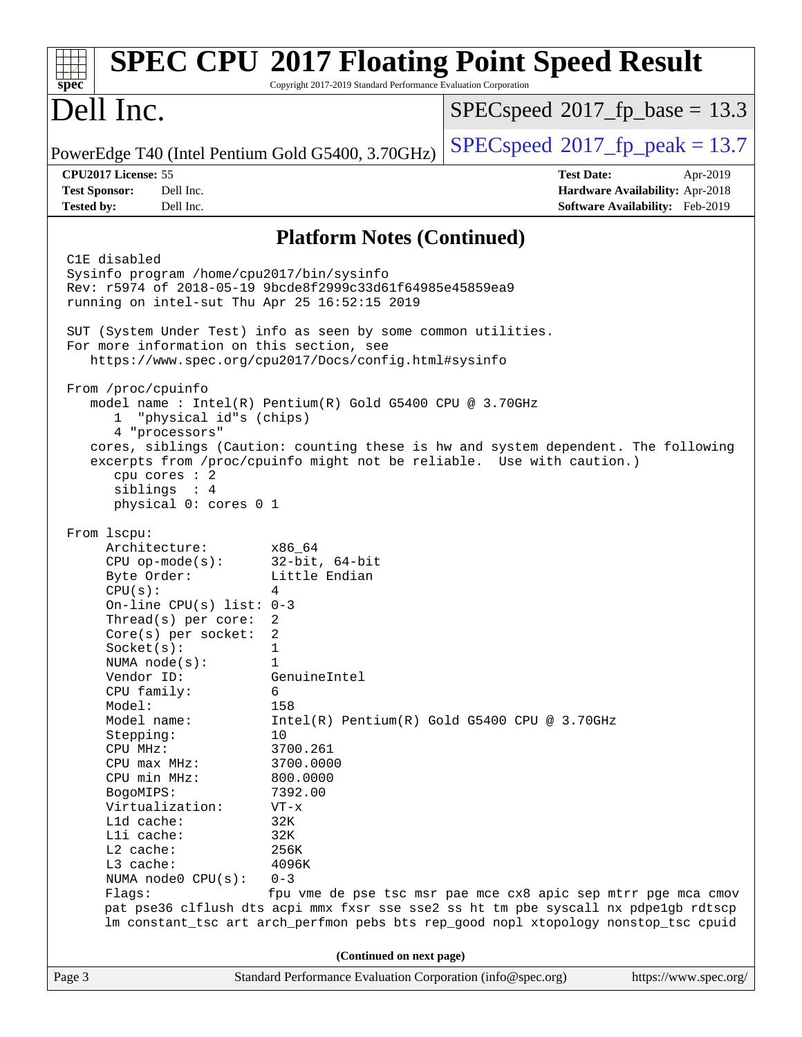## Platform Notes (Continued)

```
C1E disabled
Sysinfo program /home/cpu2017/bin/sysinfo
Rev: r5974 of 2018-05-19 9bcde8f2999c33d61f64985e45859ea9
running on intel-sut Thu Apr 25 16:52:15 2019

SUT (System Under Test) info as seen by some common utilities.
For more information on this section, see
   https://www.spec.org/cpu2017/Docs/config.html#sysinfo

From /proc/cpuinfo
   model name : Intel(R) Pentium(R) Gold G5400 CPU @ 3.70GHz
      1  "physical id"s (chips)
      4 "processors"
   cores, siblings (Caution: counting these is hw and system dependent. The following
   excerpts from /proc/cpuinfo might not be reliable.  Use with caution.)
      cpu cores : 2
      siblings  : 4
      physical 0: cores 0 1

From lscpu:
     Architecture:        x86_64
     CPU op-mode(s):      32-bit, 64-bit
     Byte Order:          Little Endian
     CPU(s):              4
     On-line CPU(s) list: 0-3
     Thread(s) per core:  2
     Core(s) per socket:  2
     Socket(s):           1
     NUMA node(s):        1
     Vendor ID:           GenuineIntel
     CPU family:          6
     Model:               158
     Model name:          Intel(R) Pentium(R) Gold G5400 CPU @ 3.70GHz
     Stepping:            10
     CPU MHz:             3700.261
     CPU max MHz:         3700.0000
     CPU min MHz:         800.0000
     BogoMIPS:            7392.00
     Virtualization:      VT-x
     L1d cache:           32K
     L1i cache:           32K
     L2 cache:            256K
     L3 cache:            4096K
     NUMA node0 CPU(s):   0-3
     Flags:               fpu vme de pse tsc msr pae mce cx8 apic sep mtrr pge mca cmov
     pat pse36 clflush dts acpi mmx fxsr sse sse2 ss ht tm pbe syscall nx pdpe1gb rdtscp
     lm constant_tsc art arch_perfmon pebs bts rep_good nopl xtopology nonstop_tsc cpuid
```

(Continued on next page)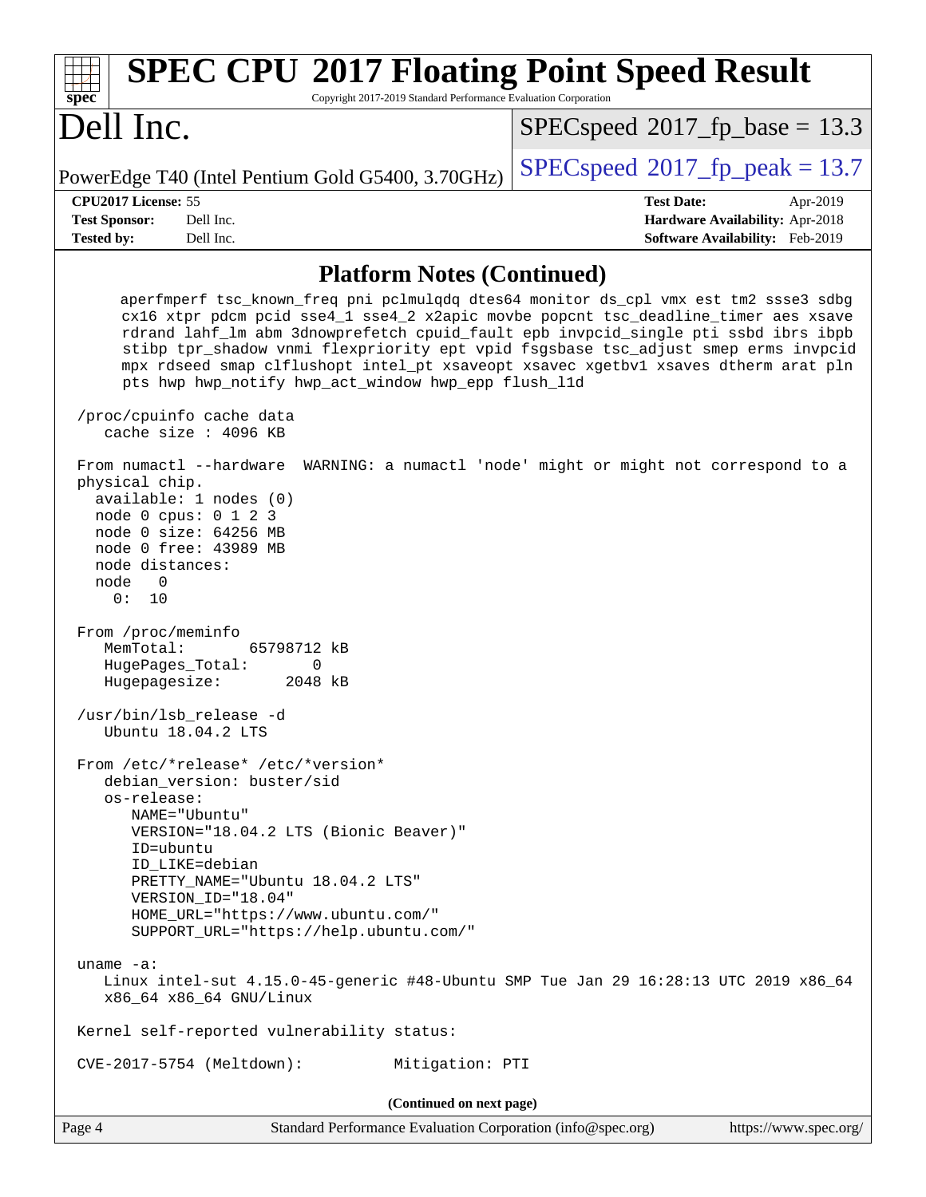## Platform Notes (Continued)

```
     aperfmperf tsc_known_freq pni pclmulqdq dtes64 monitor ds_cpl vmx est tm2 ssse3 sdbg
     cx16 xtpr pdcm pcid sse4_1 sse4_2 x2apic movbe popcnt tsc_deadline_timer aes xsave
     rdrand lahf_lm abm 3dnowprefetch cpuid_fault epb invpcid_single pti ssbd ibrs ibpb
     stibp tpr_shadow vnmi flexpriority ept vpid fsgsbase tsc_adjust smep erms invpcid
     mpx rdseed smap clflushopt intel_pt xsaveopt xsavec xgetbv1 xsaves dtherm arat pln
     pts hwp hwp_notify hwp_act_window hwp_epp flush_l1d

 /proc/cpuinfo cache data
    cache size : 4096 KB

 From numactl --hardware  WARNING: a numactl 'node' might or might not correspond to a
 physical chip.
   available: 1 nodes (0)
   node 0 cpus: 0 1 2 3
   node 0 size: 64256 MB
   node 0 free: 43989 MB
   node distances:
   node   0
     0:  10

 From /proc/meminfo
    MemTotal:       65798712 kB
    HugePages_Total:       0
    Hugepagesize:       2048 kB

 /usr/bin/lsb_release -d
    Ubuntu 18.04.2 LTS

 From /etc/*release* /etc/*version*
    debian_version: buster/sid
    os-release:
       NAME="Ubuntu"
       VERSION="18.04.2 LTS (Bionic Beaver)"
       ID=ubuntu
       ID_LIKE=debian
       PRETTY_NAME="Ubuntu 18.04.2 LTS"
       VERSION_ID="18.04"
       HOME_URL="https://www.ubuntu.com/"
       SUPPORT_URL="https://help.ubuntu.com/"

 uname -a:
    Linux intel-sut 4.15.0-45-generic #48-Ubuntu SMP Tue Jan 29 16:28:13 UTC 2019 x86_64
    x86_64 x86_64 GNU/Linux

 Kernel self-reported vulnerability status:

 CVE-2017-5754 (Meltdown):          Mitigation: PTI
```

**(Continued on next page)**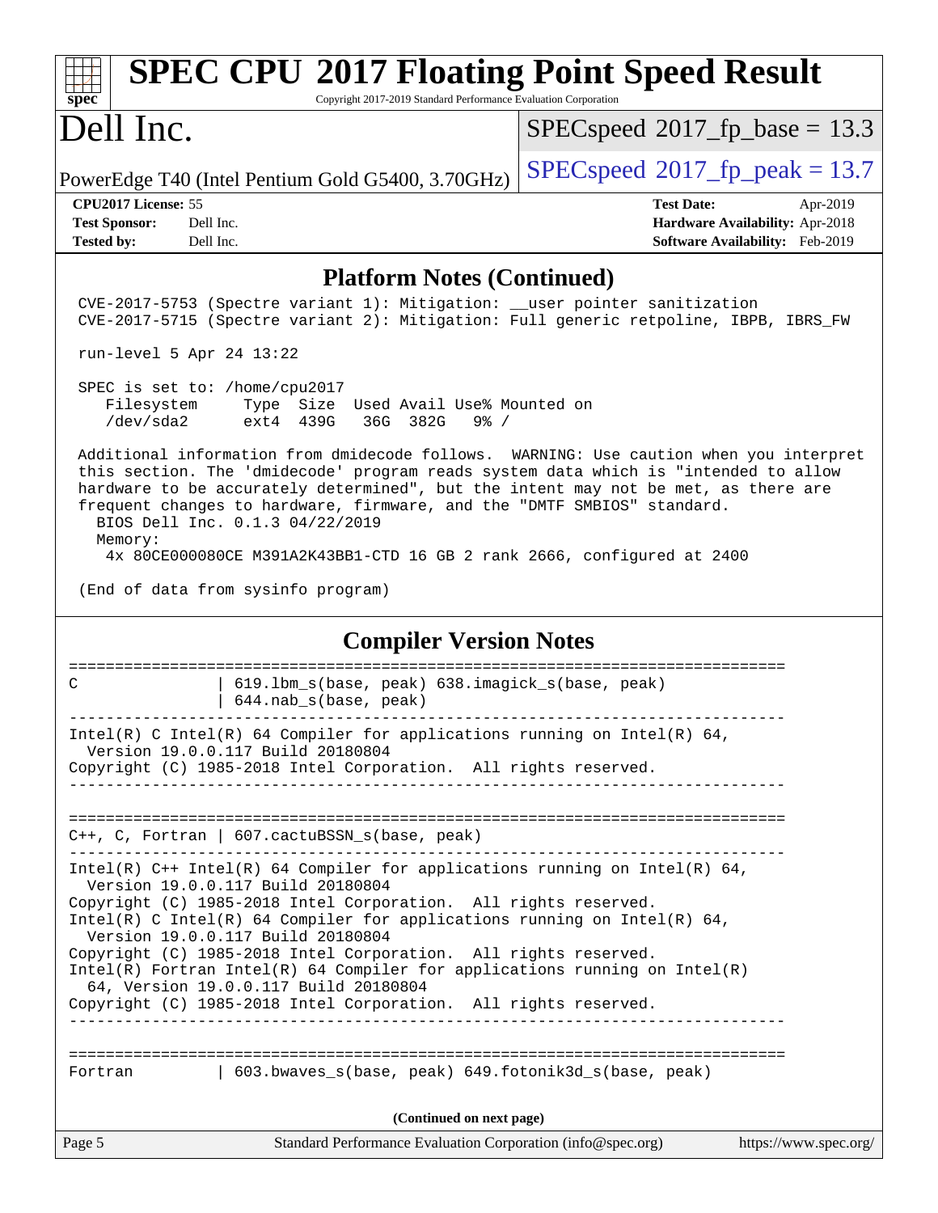## Platform Notes (Continued)

```
CVE-2017-5753 (Spectre variant 1): Mitigation: __user pointer sanitization
CVE-2017-5715 (Spectre variant 2): Mitigation: Full generic retpoline, IBPB, IBRS_FW

run-level 5 Apr 24 13:22

SPEC is set to: /home/cpu2017
   Filesystem     Type  Size  Used Avail Use% Mounted on
   /dev/sda2      ext4  439G   36G  382G   9% /

Additional information from dmidecode follows.  WARNING: Use caution when you interpret
this section. The 'dmidecode' program reads system data which is "intended to allow
hardware to be accurately determined", but the intent may not be met, as there are
frequent changes to hardware, firmware, and the "DMTF SMBIOS" standard.
  BIOS Dell Inc. 0.1.3 04/22/2019
  Memory:
    4x 80CE000080CE M391A2K43BB1-CTD 16 GB 2 rank 2666, configured at 2400

(End of data from sysinfo program)
```

## Compiler Version Notes

```
==============================================================================
C                | 619.lbm_s(base, peak) 638.imagick_s(base, peak)
                 | 644.nab_s(base, peak)
------------------------------------------------------------------------------
Intel(R) C Intel(R) 64 Compiler for applications running on Intel(R) 64,
  Version 19.0.0.117 Build 20180804
Copyright (C) 1985-2018 Intel Corporation.  All rights reserved.
------------------------------------------------------------------------------

==============================================================================
C++, C, Fortran | 607.cactuBSSN_s(base, peak)
------------------------------------------------------------------------------
Intel(R) C++ Intel(R) 64 Compiler for applications running on Intel(R) 64,
  Version 19.0.0.117 Build 20180804
Copyright (C) 1985-2018 Intel Corporation.  All rights reserved.
Intel(R) C Intel(R) 64 Compiler for applications running on Intel(R) 64,
  Version 19.0.0.117 Build 20180804
Copyright (C) 1985-2018 Intel Corporation.  All rights reserved.
Intel(R) Fortran Intel(R) 64 Compiler for applications running on Intel(R)
  64, Version 19.0.0.117 Build 20180804
Copyright (C) 1985-2018 Intel Corporation.  All rights reserved.
------------------------------------------------------------------------------

==============================================================================
Fortran          | 603.bwaves_s(base, peak) 649.fotonik3d_s(base, peak)
```

(Continued on next page)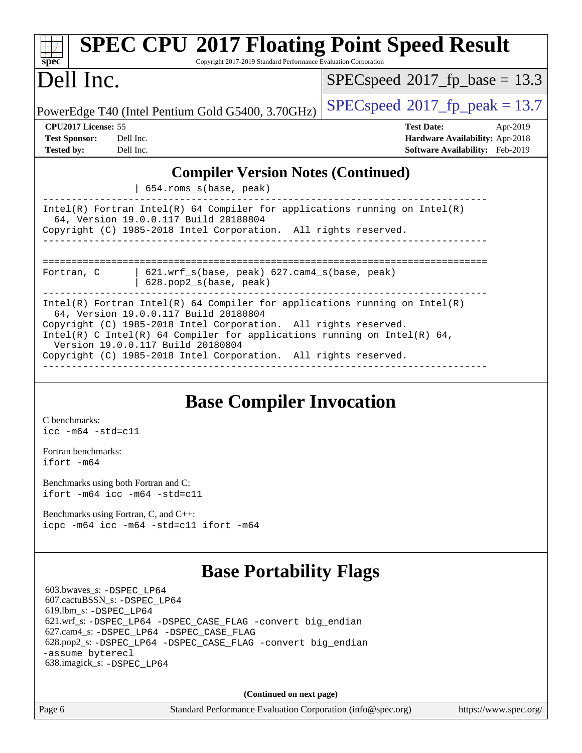## Compiler Version Notes (Continued)

```
                   | 654.roms_s(base, peak)
------------------------------------------------------------------------------
Intel(R) Fortran Intel(R) 64 Compiler for applications running on Intel(R)
  64, Version 19.0.0.117 Build 20180804
Copyright (C) 1985-2018 Intel Corporation.  All rights reserved.
------------------------------------------------------------------------------

==============================================================================
Fortran, C         | 621.wrf_s(base, peak) 627.cam4_s(base, peak)
                   | 628.pop2_s(base, peak)
------------------------------------------------------------------------------
Intel(R) Fortran Intel(R) 64 Compiler for applications running on Intel(R)
  64, Version 19.0.0.117 Build 20180804
Copyright (C) 1985-2018 Intel Corporation.  All rights reserved.
Intel(R) C Intel(R) 64 Compiler for applications running on Intel(R) 64,
  Version 19.0.0.117 Build 20180804
Copyright (C) 1985-2018 Intel Corporation.  All rights reserved.
------------------------------------------------------------------------------
```

## Base Compiler Invocation

C benchmarks:
`icc -m64 -std=c11`

Fortran benchmarks:
`ifort -m64`

Benchmarks using both Fortran and C:
`ifort -m64 icc -m64 -std=c11`

Benchmarks using Fortran, C, and C++:
`icpc -m64 icc -m64 -std=c11 ifort -m64`

## Base Portability Flags

603.bwaves_s: `-DSPEC_LP64`
607.cactuBSSN_s: `-DSPEC_LP64`
619.lbm_s: `-DSPEC_LP64`
621.wrf_s: `-DSPEC_LP64 -DSPEC_CASE_FLAG -convert big_endian`
627.cam4_s: `-DSPEC_LP64 -DSPEC_CASE_FLAG`
628.pop2_s: `-DSPEC_LP64 -DSPEC_CASE_FLAG -convert big_endian -assume byterecl`
638.imagick_s: `-DSPEC_LP64`

**(Continued on next page)**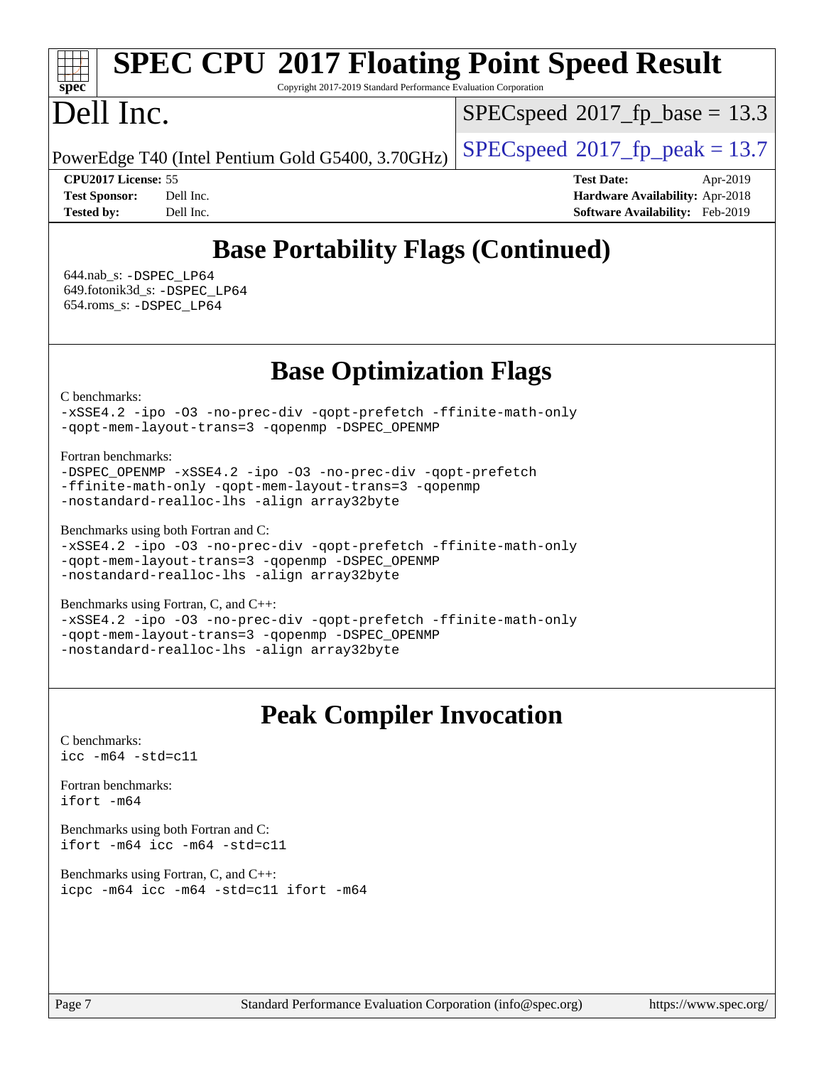## Base Portability Flags (Continued)

644.nab_s: -DSPEC_LP64
649.fotonik3d_s: -DSPEC_LP64
654.roms_s: -DSPEC_LP64

## Base Optimization Flags

C benchmarks:
```
-xSSE4.2 -ipo -O3 -no-prec-div -qopt-prefetch -ffinite-math-only
-qopt-mem-layout-trans=3 -qopenmp -DSPEC_OPENMP
```

Fortran benchmarks:
```
-DSPEC_OPENMP -xSSE4.2 -ipo -O3 -no-prec-div -qopt-prefetch
-ffinite-math-only -qopt-mem-layout-trans=3 -qopenmp
-nostandard-realloc-lhs -align array32byte
```

Benchmarks using both Fortran and C:
```
-xSSE4.2 -ipo -O3 -no-prec-div -qopt-prefetch -ffinite-math-only
-qopt-mem-layout-trans=3 -qopenmp -DSPEC_OPENMP
-nostandard-realloc-lhs -align array32byte
```

Benchmarks using Fortran, C, and C++:
```
-xSSE4.2 -ipo -O3 -no-prec-div -qopt-prefetch -ffinite-math-only
-qopt-mem-layout-trans=3 -qopenmp -DSPEC_OPENMP
-nostandard-realloc-lhs -align array32byte
```

## Peak Compiler Invocation

C benchmarks:
```
icc -m64 -std=c11
```

Fortran benchmarks:
```
ifort -m64
```

Benchmarks using both Fortran and C:
```
ifort -m64 icc -m64 -std=c11
```

Benchmarks using Fortran, C, and C++:
```
icpc -m64 icc -m64 -std=c11 ifort -m64
```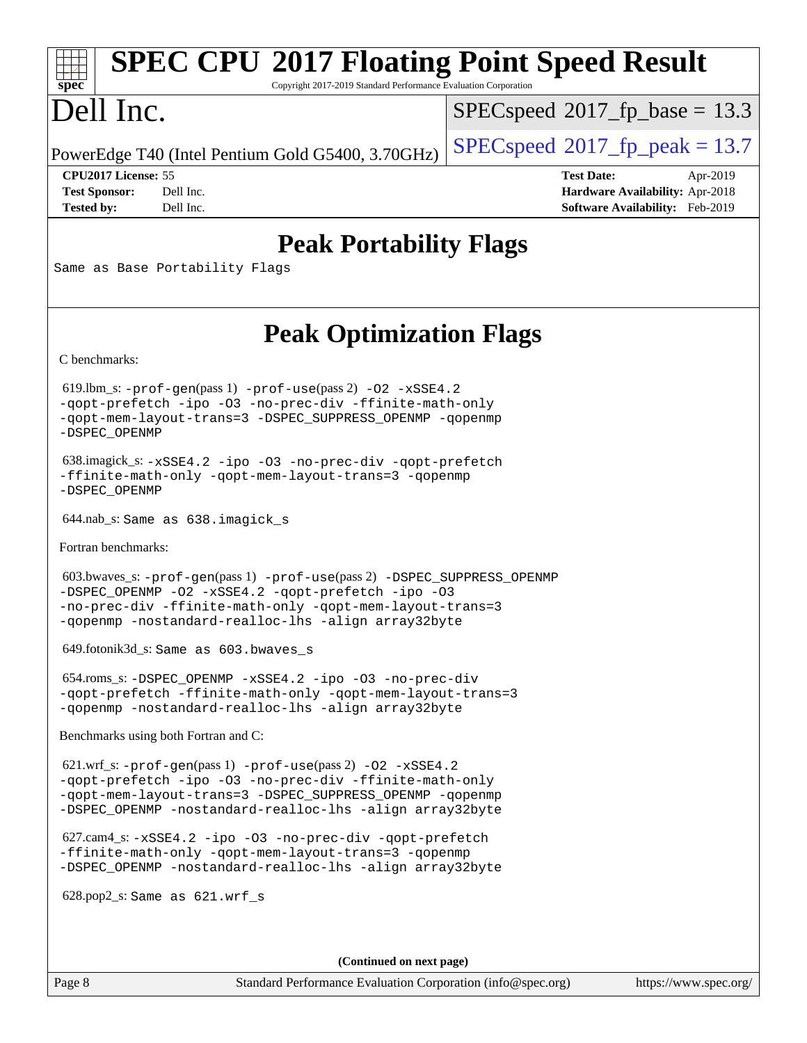# Peak Portability Flags

Same as Base Portability Flags

# Peak Optimization Flags

C benchmarks:

619.lbm_s: -prof-gen(pass 1) -prof-use(pass 2) -O2 -xSSE4.2 -qopt-prefetch -ipo -O3 -no-prec-div -ffinite-math-only -qopt-mem-layout-trans=3 -DSPEC_SUPPRESS_OPENMP -qopenmp -DSPEC_OPENMP

638.imagick_s: -xSSE4.2 -ipo -O3 -no-prec-div -qopt-prefetch -ffinite-math-only -qopt-mem-layout-trans=3 -qopenmp -DSPEC_OPENMP

644.nab_s: Same as 638.imagick_s

Fortran benchmarks:

603.bwaves_s: -prof-gen(pass 1) -prof-use(pass 2) -DSPEC_SUPPRESS_OPENMP -DSPEC_OPENMP -O2 -xSSE4.2 -qopt-prefetch -ipo -O3 -no-prec-div -ffinite-math-only -qopt-mem-layout-trans=3 -qopenmp -nostandard-realloc-lhs -align array32byte

649.fotonik3d_s: Same as 603.bwaves_s

654.roms_s: -DSPEC_OPENMP -xSSE4.2 -ipo -O3 -no-prec-div -qopt-prefetch -ffinite-math-only -qopt-mem-layout-trans=3 -qopenmp -nostandard-realloc-lhs -align array32byte

Benchmarks using both Fortran and C:

621.wrf_s: -prof-gen(pass 1) -prof-use(pass 2) -O2 -xSSE4.2 -qopt-prefetch -ipo -O3 -no-prec-div -ffinite-math-only -qopt-mem-layout-trans=3 -DSPEC_SUPPRESS_OPENMP -qopenmp -DSPEC_OPENMP -nostandard-realloc-lhs -align array32byte

627.cam4_s: -xSSE4.2 -ipo -O3 -no-prec-div -qopt-prefetch -ffinite-math-only -qopt-mem-layout-trans=3 -qopenmp -DSPEC_OPENMP -nostandard-realloc-lhs -align array32byte

628.pop2_s: Same as 621.wrf_s

(Continued on next page)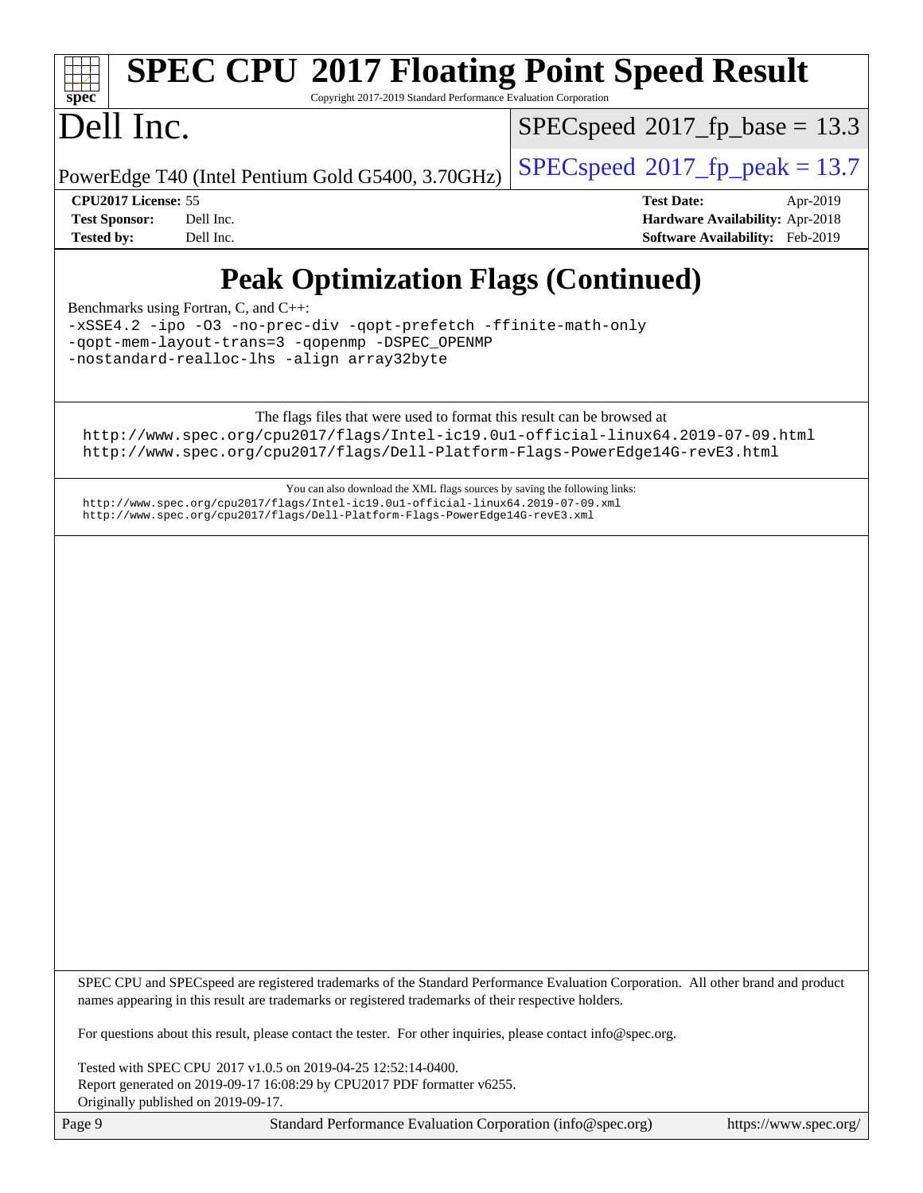# SPEC CPU 2017 Floating Point Speed Result

Copyright 2017-2019 Standard Performance Evaluation Corporation

# Dell Inc.

PowerEdge T40 (Intel Pentium Gold G5400, 3.70GHz)

SPECspeed 2017_fp_base = 13.3

SPECspeed 2017_fp_peak = 13.7

**CPU2017 License:** 55
**Test Sponsor:** Dell Inc.
**Tested by:** Dell Inc.

**Test Date:** Apr-2019
**Hardware Availability:** Apr-2018
**Software Availability:** Feb-2019

## Peak Optimization Flags (Continued)

Benchmarks using Fortran, C, and C++:

```
-xSSE4.2 -ipo -O3 -no-prec-div -qopt-prefetch -ffinite-math-only
-qopt-mem-layout-trans=3 -qopenmp -DSPEC_OPENMP
-nostandard-realloc-lhs -align array32byte
```

The flags files that were used to format this result can be browsed at

http://www.spec.org/cpu2017/flags/Intel-ic19.0u1-official-linux64.2019-07-09.html
http://www.spec.org/cpu2017/flags/Dell-Platform-Flags-PowerEdge14G-revE3.html

You can also download the XML flags sources by saving the following links:

http://www.spec.org/cpu2017/flags/Intel-ic19.0u1-official-linux64.2019-07-09.xml
http://www.spec.org/cpu2017/flags/Dell-Platform-Flags-PowerEdge14G-revE3.xml

SPEC CPU and SPECspeed are registered trademarks of the Standard Performance Evaluation Corporation. All other brand and product names appearing in this result are trademarks or registered trademarks of their respective holders.

For questions about this result, please contact the tester. For other inquiries, please contact info@spec.org.

Tested with SPEC CPU 2017 v1.0.5 on 2019-04-25 12:52:14-0400.
Report generated on 2019-09-17 16:08:29 by CPU2017 PDF formatter v6255.
Originally published on 2019-09-17.